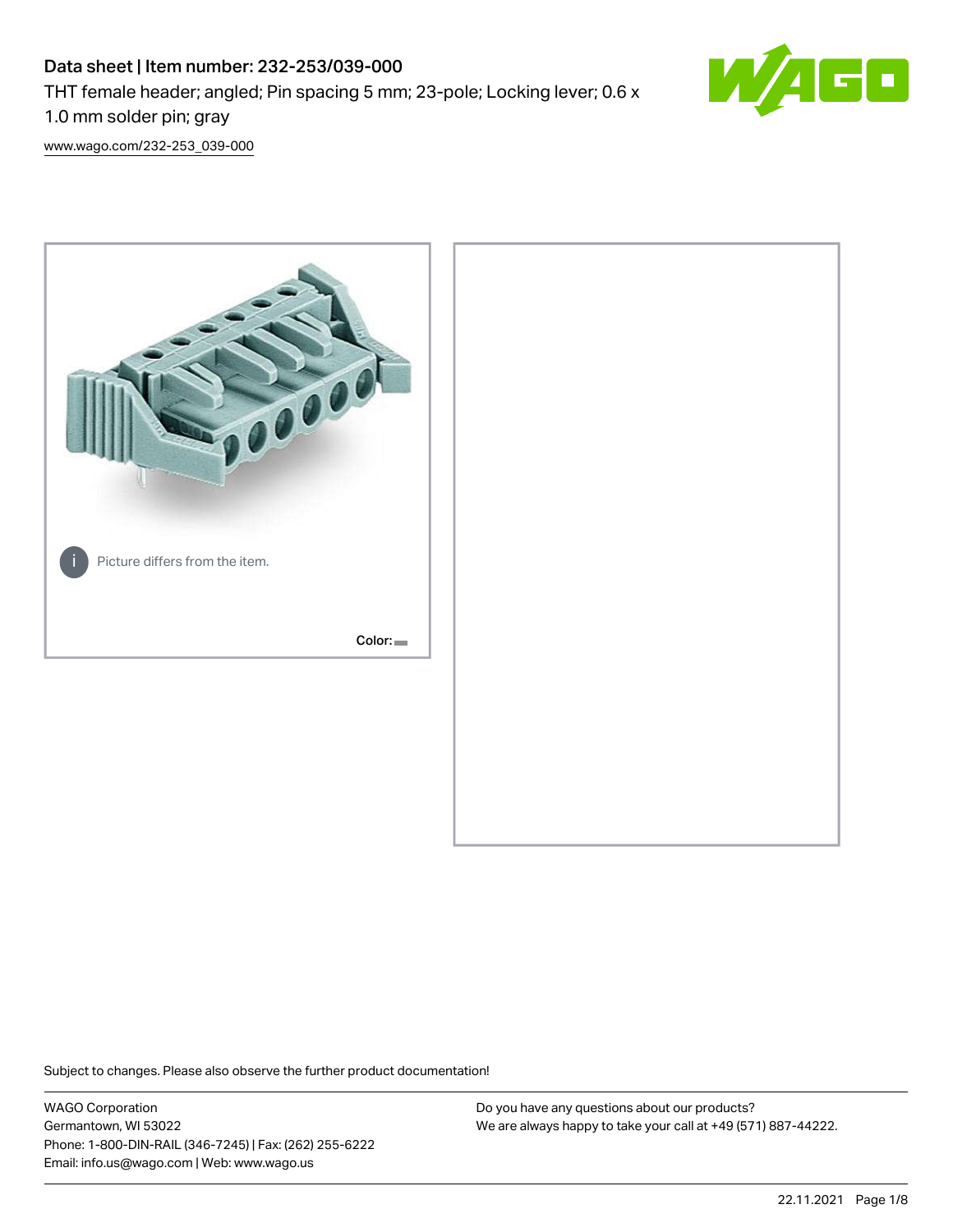# Data sheet | Item number: 232-253/039-000

THT female header; angled; Pin spacing 5 mm; 23-pole; Locking lever; 0.6 x 1.0 mm solder pin; gray

www.wago.com/232-253_039-000

Picture differs from the item.

Color:

Subject to changes. Please also observe the further product documentation!

WAGO Corporation
Germantown, WI 53022
Phone: 1-800-DIN-RAIL (346-7245) | Fax: (262) 255-6222
Email: info.us@wago.com | Web: www.wago.us

Do you have any questions about our products?
We are always happy to take your call at +49 (571) 887-44222.

22.11.2021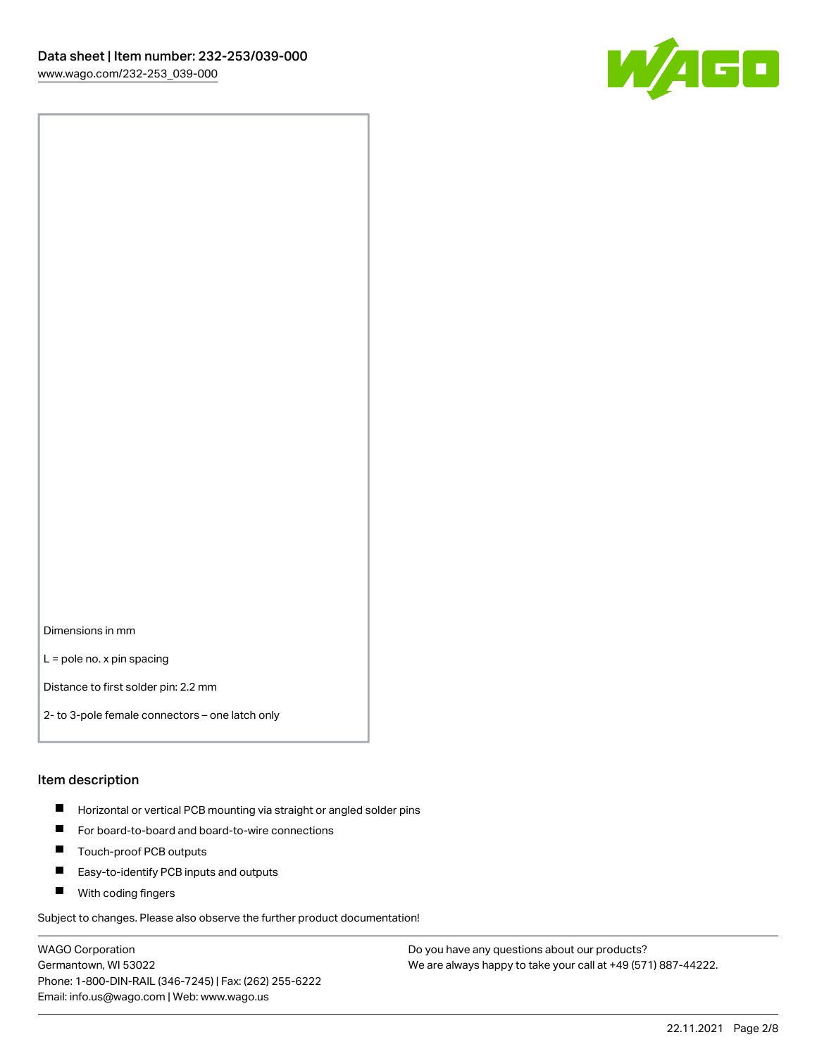Dimensions in mm

L = pole no. x pin spacing

Distance to first solder pin: 2.2 mm

2- to 3-pole female connectors – one latch only

## Item description

- Horizontal or vertical PCB mounting via straight or angled solder pins
- For board-to-board and board-to-wire connections
- Touch-proof PCB outputs
- Easy-to-identify PCB inputs and outputs
- With coding fingers

Subject to changes. Please also observe the further product documentation!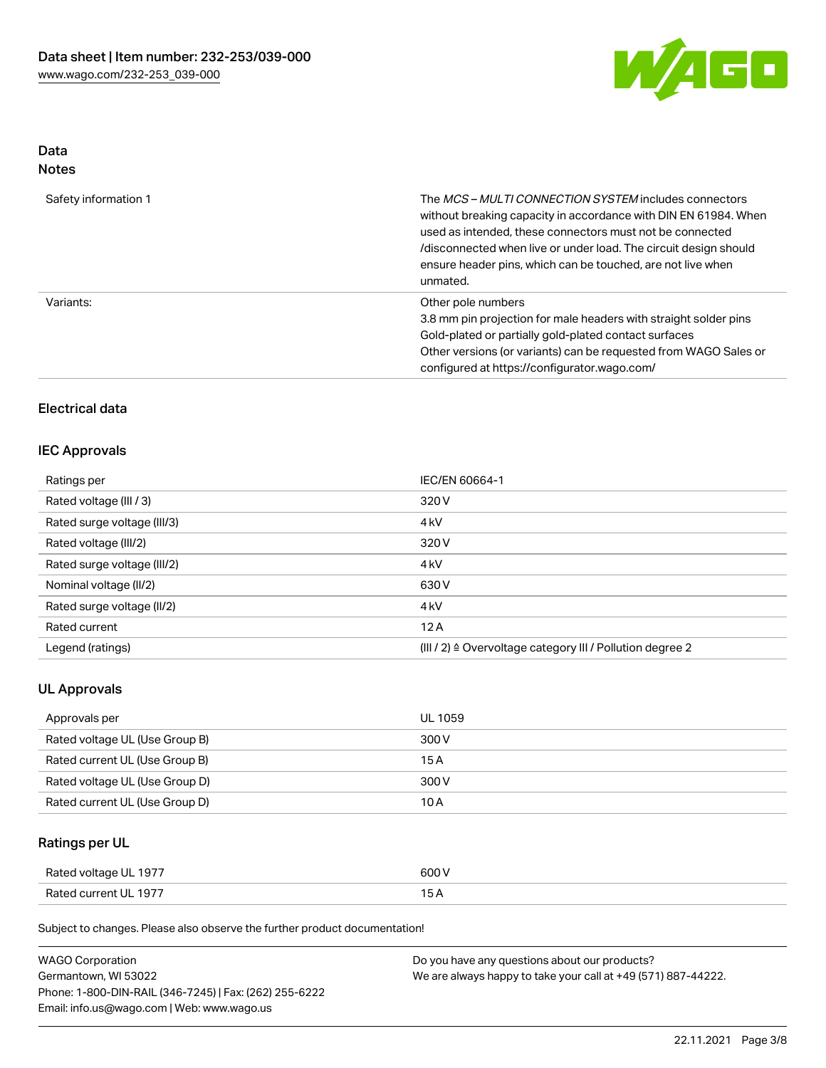## Data
### Notes

| | |
|---|---|
| Safety information 1 | The *MCS – MULTI CONNECTION SYSTEM* includes connectors without breaking capacity in accordance with DIN EN 61984. When used as intended, these connectors must not be connected /disconnected when live or under load. The circuit design should ensure header pins, which can be touched, are not live when unmated. |
| Variants: | Other pole numbers<br>3.8 mm pin projection for male headers with straight solder pins<br>Gold-plated or partially gold-plated contact surfaces<br>Other versions (or variants) can be requested from WAGO Sales or configured at https://configurator.wago.com/ |

### Electrical data

#### IEC Approvals

| | |
|---|---|
| Ratings per | IEC/EN 60664-1 |
| Rated voltage (III / 3) | 320 V |
| Rated surge voltage (III/3) | 4 kV |
| Rated voltage (III/2) | 320 V |
| Rated surge voltage (III/2) | 4 kV |
| Nominal voltage (II/2) | 630 V |
| Rated surge voltage (II/2) | 4 kV |
| Rated current | 12 A |
| Legend (ratings) | (III / 2) ≙ Overvoltage category III / Pollution degree 2 |

#### UL Approvals

| | |
|---|---|
| Approvals per | UL 1059 |
| Rated voltage UL (Use Group B) | 300 V |
| Rated current UL (Use Group B) | 15 A |
| Rated voltage UL (Use Group D) | 300 V |
| Rated current UL (Use Group D) | 10 A |

#### Ratings per UL

| | |
|---|---|
| Rated voltage UL 1977 | 600 V |
| Rated current UL 1977 | 15 A |

Subject to changes. Please also observe the further product documentation!

WAGO Corporation
Germantown, WI 53022
Phone: 1-800-DIN-RAIL (346-7245) | Fax: (262) 255-6222
Email: info.us@wago.com | Web: www.wago.us

Do you have any questions about our products?
We are always happy to take your call at +49 (571) 887-44222.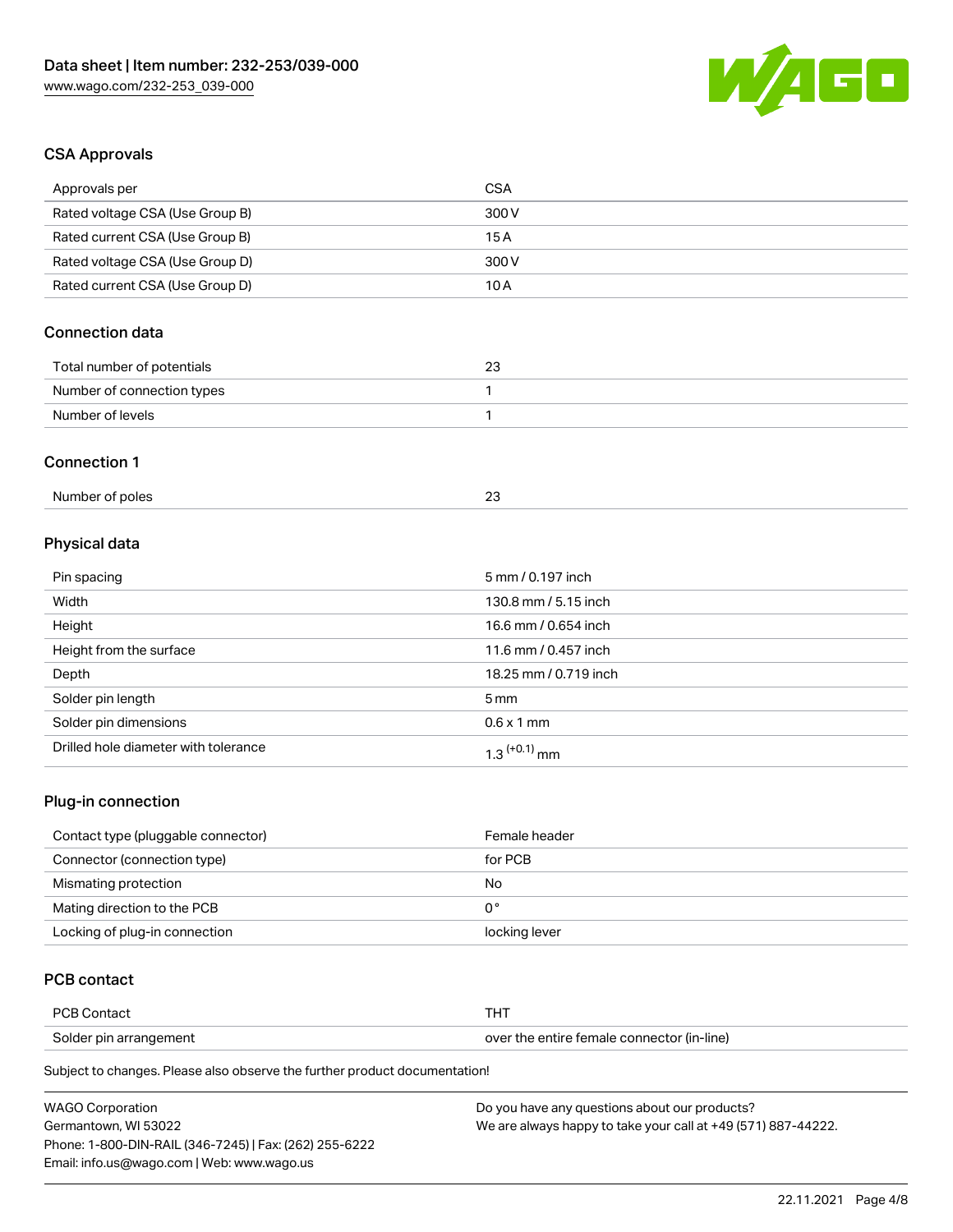## CSA Approvals

| Approvals per | CSA |
| --- | --- |
| Rated voltage CSA (Use Group B) | 300 V |
| Rated current CSA (Use Group B) | 15 A |
| Rated voltage CSA (Use Group D) | 300 V |
| Rated current CSA (Use Group D) | 10 A |

## Connection data

| Total number of potentials | 23 |
| --- | --- |
| Number of connection types | 1 |
| Number of levels | 1 |

## Connection 1

| Number of poles | 23 |
| --- | --- |

## Physical data

| Pin spacing | 5 mm / 0.197 inch |
| --- | --- |
| Width | 130.8 mm / 5.15 inch |
| Height | 16.6 mm / 0.654 inch |
| Height from the surface | 11.6 mm / 0.457 inch |
| Depth | 18.25 mm / 0.719 inch |
| Solder pin length | 5 mm |
| Solder pin dimensions | 0.6 x 1 mm |
| Drilled hole diameter with tolerance | $1.3^{(+0.1)}$ mm |

## Plug-in connection

| Contact type (pluggable connector) | Female header |
| --- | --- |
| Connector (connection type) | for PCB |
| Mismating protection | No |
| Mating direction to the PCB | 0° |
| Locking of plug-in connection | locking lever |

## PCB contact

| PCB Contact | THT |
| --- | --- |
| Solder pin arrangement | over the entire female connector (in-line) |

Subject to changes. Please also observe the further product documentation!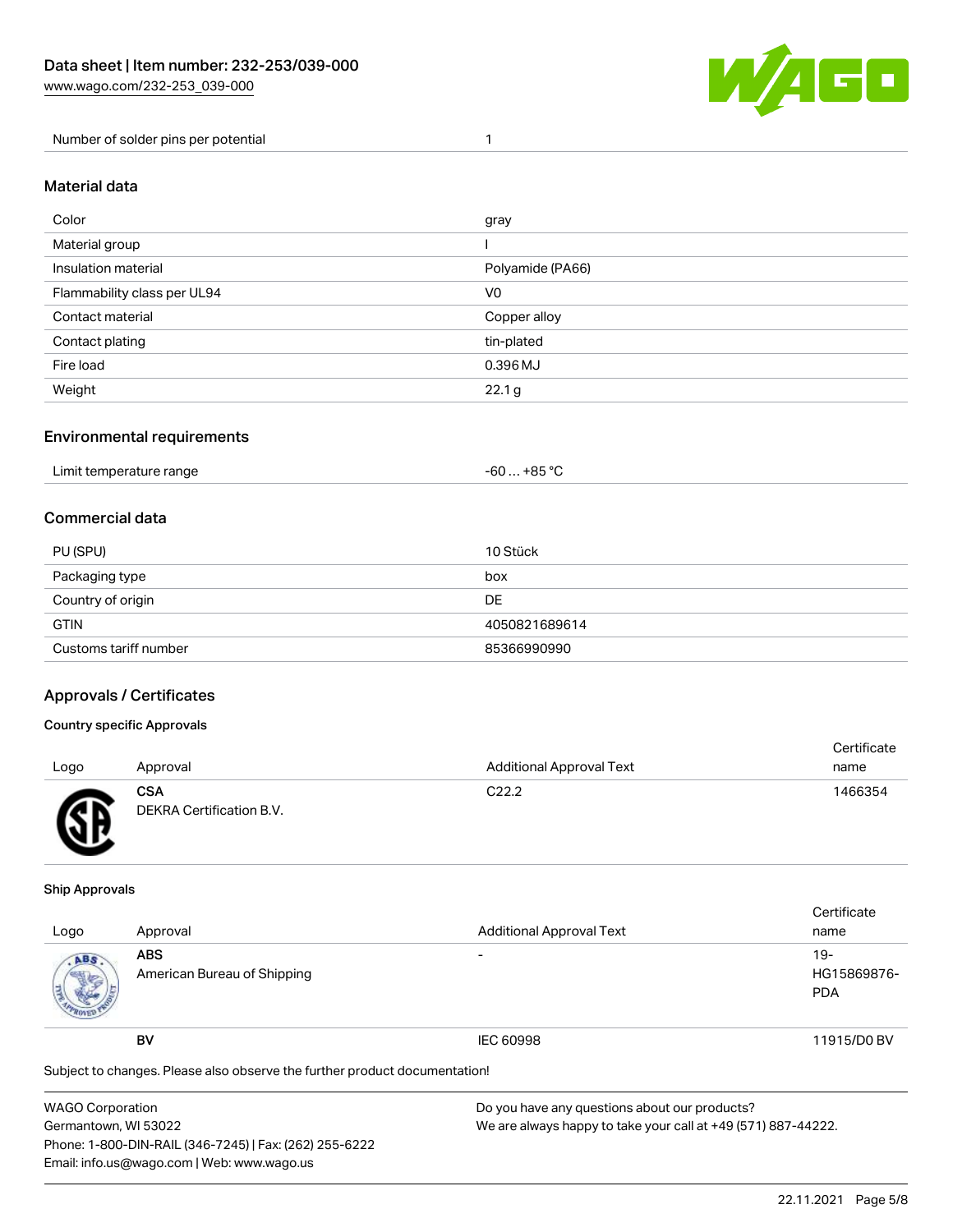| Number of solder pins per potential | 1 |
| --- | --- |

## Material data

| Color | gray |
| --- | --- |
| Material group | I |
| Insulation material | Polyamide (PA66) |
| Flammability class per UL94 | V0 |
| Contact material | Copper alloy |
| Contact plating | tin-plated |
| Fire load | 0.396 MJ |
| Weight | 22.1 g |

## Environmental requirements

| Limit temperature range | -60 … +85 °C |
| --- | --- |

## Commercial data

| PU (SPU) | 10 Stück |
| --- | --- |
| Packaging type | box |
| Country of origin | DE |
| GTIN | 4050821689614 |
| Customs tariff number | 85366990990 |

## Approvals / Certificates

### Country specific Approvals

| Logo | Approval | Additional Approval Text | Certificate name |
| --- | --- | --- | --- |
| | **CSA** DEKRA Certification B.V. | C22.2 | 1466354 |

### Ship Approvals

| Logo | Approval | Additional Approval Text | Certificate name |
| --- | --- | --- | --- |
| | **ABS** American Bureau of Shipping | - | 19-HG15869876-PDA |
| | **BV** | IEC 60998 | 11915/D0 BV |

Subject to changes. Please also observe the further product documentation!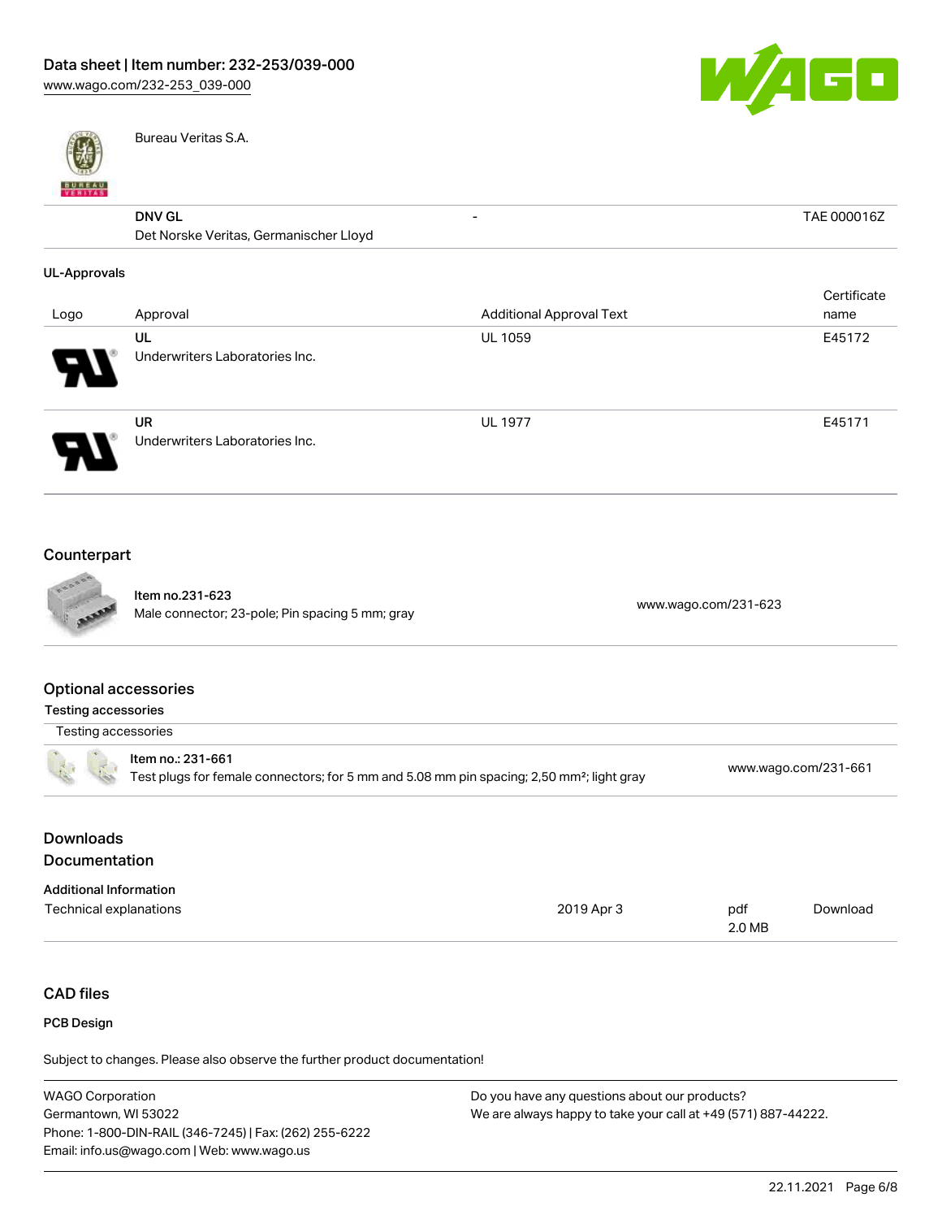| | | | |
|---|---|---|---|
| | Bureau Veritas S.A. | | |
| | **DNV GL**<br>Det Norske Veritas, Germanischer Lloyd | - | TAE 000016Z |

**UL-Approvals**

| Logo | Approval | Additional Approval Text | Certificate name |
|---|---|---|---|
| | **UL**<br>Underwriters Laboratories Inc. | UL 1059 | E45172 |
| | **UR**<br>Underwriters Laboratories Inc. | UL 1977 | E45171 |

## Counterpart

| | |
|---|---|
| **Item no.231-623**<br>Male connector; 23-pole; Pin spacing 5 mm; gray | www.wago.com/231-623 |

## Optional accessories

**Testing accessories**

| Testing accessories | |
|---|---|
| **Item no.: 231-661**<br>Test plugs for female connectors; for 5 mm and 5.08 mm pin spacing; 2,50 mm²; light gray | www.wago.com/231-661 |

## Downloads

## Documentation

**Additional Information**

| | | | |
|---|---|---|---|
| Technical explanations | 2019 Apr 3 | pdf<br>2.0 MB | Download |

## CAD files

**PCB Design**

Subject to changes. Please also observe the further product documentation!

WAGO Corporation
Germantown, WI 53022
Phone: 1-800-DIN-RAIL (346-7245) | Fax: (262) 255-6222
Email: info.us@wago.com | Web: www.wago.us

Do you have any questions about our products?
We are always happy to take your call at +49 (571) 887-44222.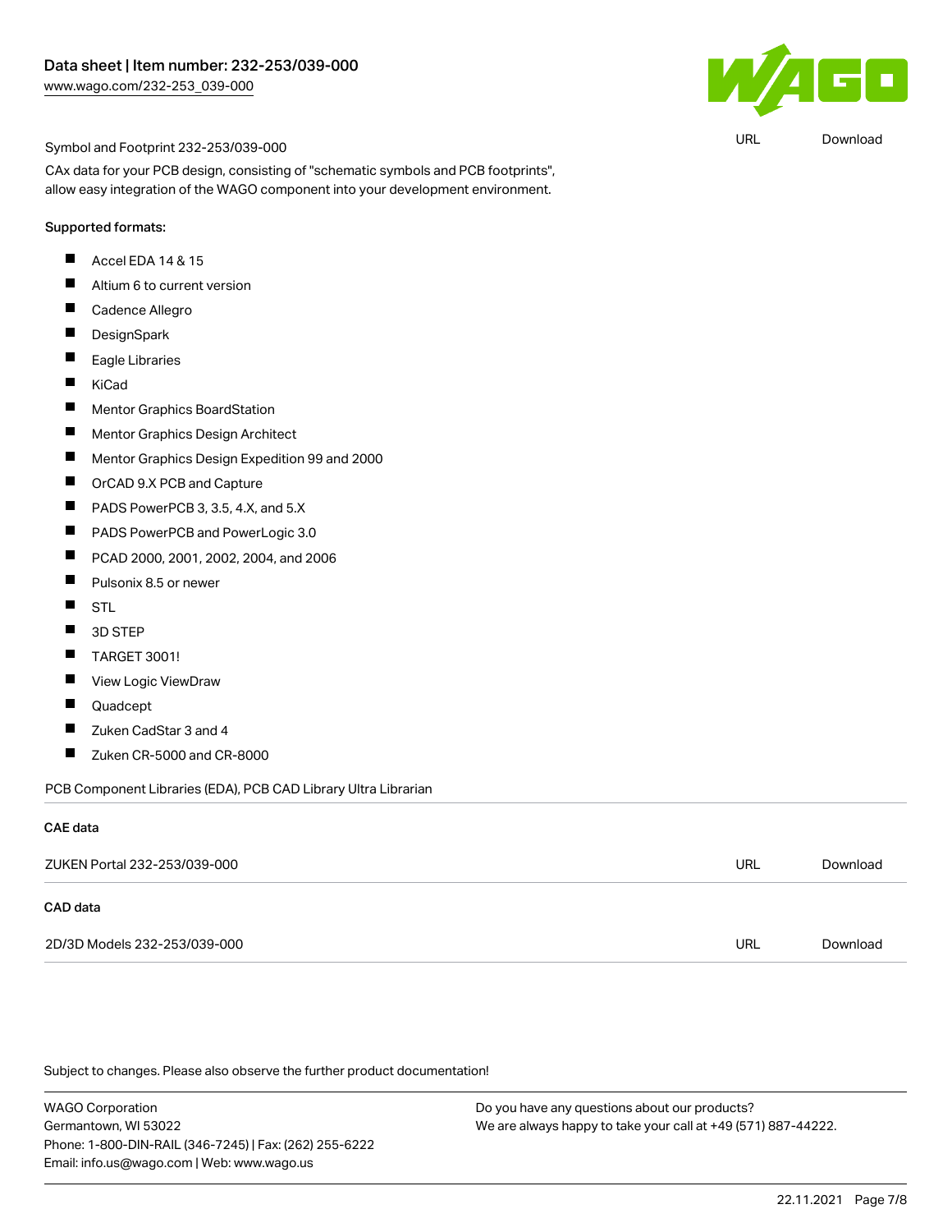Symbol and Footprint 232-253/039-000 | URL | Download

CAx data for your PCB design, consisting of "schematic symbols and PCB footprints", allow easy integration of the WAGO component into your development environment.

Supported formats:

- Accel EDA 14 & 15
- Altium 6 to current version
- Cadence Allegro
- DesignSpark
- Eagle Libraries
- KiCad
- Mentor Graphics BoardStation
- Mentor Graphics Design Architect
- Mentor Graphics Design Expedition 99 and 2000
- OrCAD 9.X PCB and Capture
- PADS PowerPCB 3, 3.5, 4.X, and 5.X
- PADS PowerPCB and PowerLogic 3.0
- PCAD 2000, 2001, 2002, 2004, and 2006
- Pulsonix 8.5 or newer
- STL
- 3D STEP
- TARGET 3001!
- View Logic ViewDraw
- Quadcept
- Zuken CadStar 3 and 4
- Zuken CR-5000 and CR-8000

PCB Component Libraries (EDA), PCB CAD Library Ultra Librarian

### CAE data

| | | |
|---|---|---|
| ZUKEN Portal 232-253/039-000 | URL | Download |

### CAD data

| | | |
|---|---|---|
| 2D/3D Models 232-253/039-000 | URL | Download |

Subject to changes. Please also observe the further product documentation!

WAGO Corporation
Germantown, WI 53022
Phone: 1-800-DIN-RAIL (346-7245) | Fax: (262) 255-6222
Email: info.us@wago.com | Web: www.wago.us

Do you have any questions about our products?
We are always happy to take your call at +49 (571) 887-44222.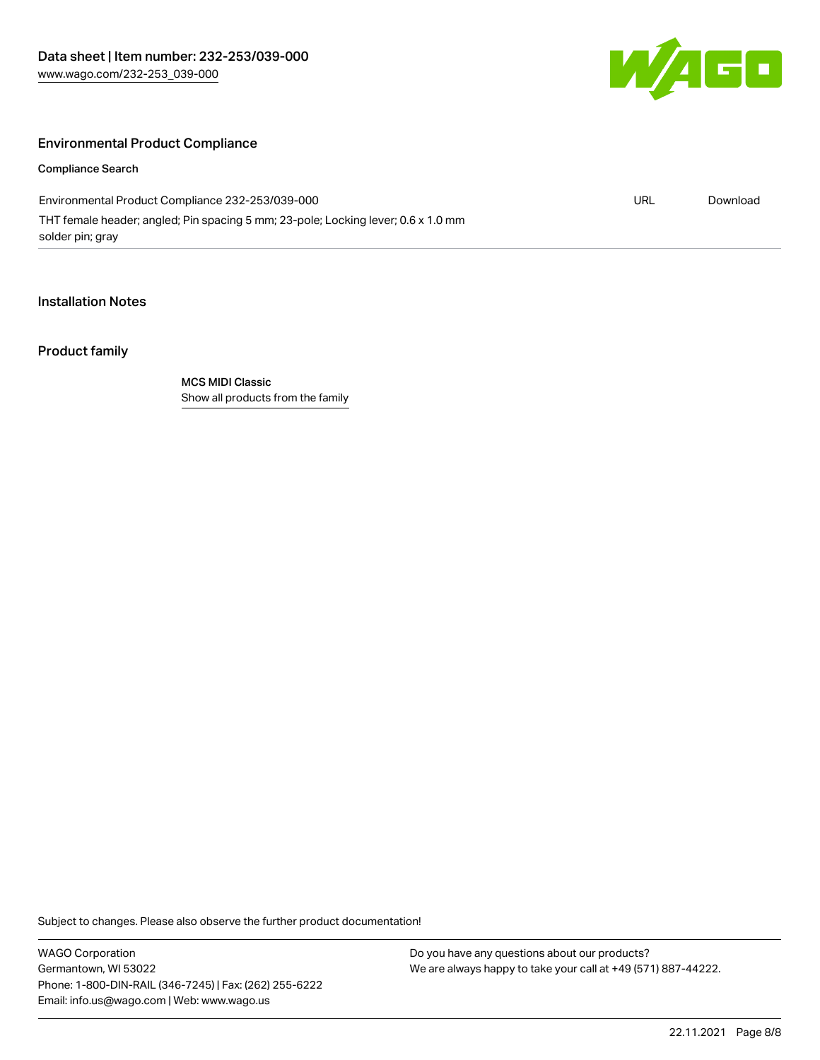## Environmental Product Compliance

**Compliance Search**

| | | |
|---|---|---|
| Environmental Product Compliance 232-253/039-000<br>THT female header; angled; Pin spacing 5 mm; 23-pole; Locking lever; 0.6 x 1.0 mm solder pin; gray | URL | Download |

## Installation Notes

## Product family

**MCS MIDI Classic**
Show all products from the family

Subject to changes. Please also observe the further product documentation!

WAGO Corporation
Germantown, WI 53022
Phone: 1-800-DIN-RAIL (346-7245) | Fax: (262) 255-6222
Email: info.us@wago.com | Web: www.wago.us

Do you have any questions about our products?
We are always happy to take your call at +49 (571) 887-44222.

22.11.2021